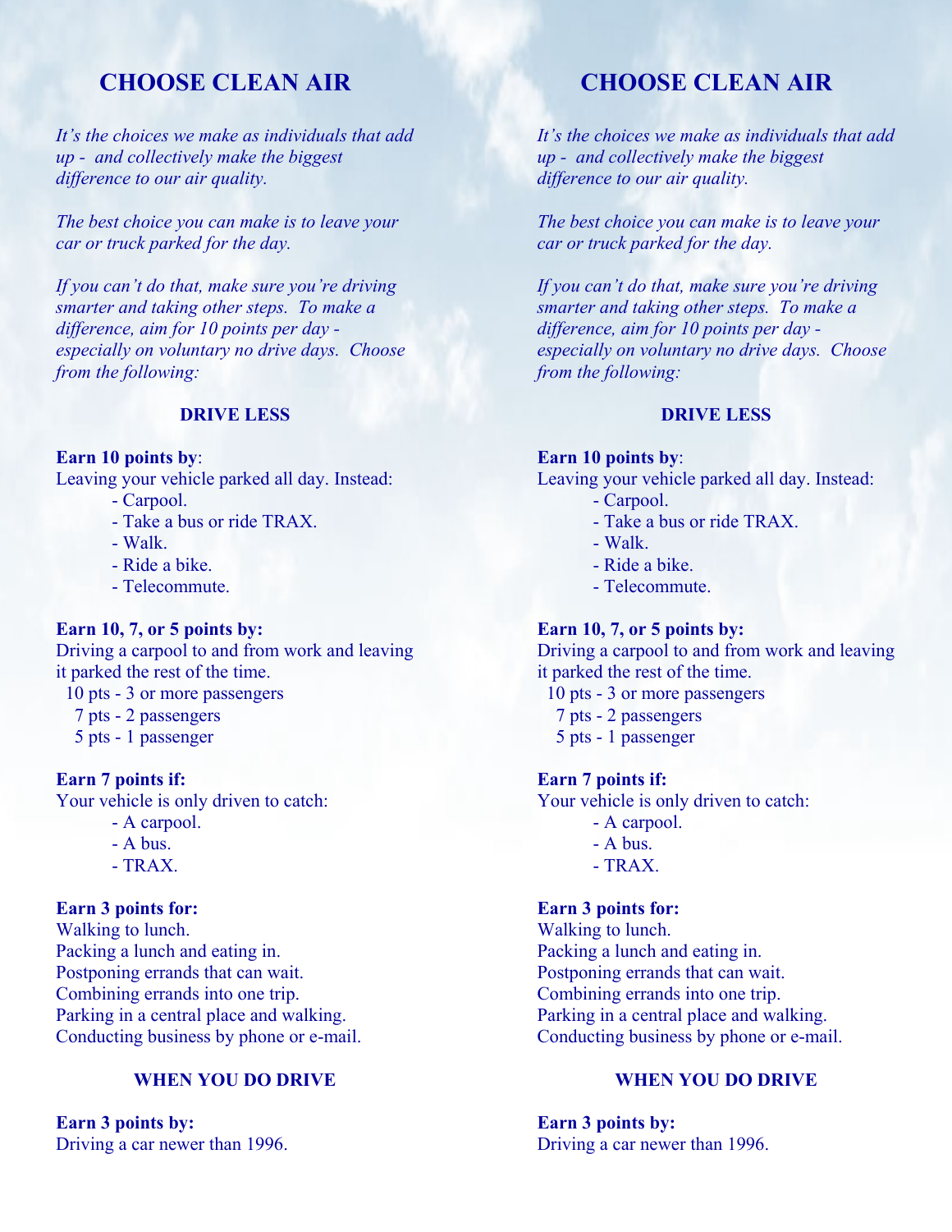# CHOOSE CLEAN AIR

*It's the choices we make as individuals that add up - and collectively make the biggest difference to our air quality.*

*The best choice you can make is to leave your car or truck parked for the day.*

*If you can't do that, make sure you're driving smarter and taking other steps. To make a difference, aim for 10 points per day - especially on voluntary no drive days. Choose from the following:*

## DRIVE LESS

**Earn 10 points by**:
Leaving your vehicle parked all day. Instead:

- Carpool.
- Take a bus or ride TRAX.
- Walk.
- Ride a bike.
- Telecommute.

**Earn 10, 7, or 5 points by:**
Driving a carpool to and from work and leaving it parked the rest of the time.

10 pts - 3 or more passengers
7 pts - 2 passengers
5 pts - 1 passenger

**Earn 7 points if:**
Your vehicle is only driven to catch:

- A carpool.
- A bus.
- TRAX.

**Earn 3 points for:**
Walking to lunch.
Packing a lunch and eating in.
Postponing errands that can wait.
Combining errands into one trip.
Parking in a central place and walking.
Conducting business by phone or e-mail.

## WHEN YOU DO DRIVE

**Earn 3 points by:**
Driving a car newer than 1996.

# CHOOSE CLEAN AIR

*It's the choices we make as individuals that add up - and collectively make the biggest difference to our air quality.*

*The best choice you can make is to leave your car or truck parked for the day.*

*If you can't do that, make sure you're driving smarter and taking other steps. To make a difference, aim for 10 points per day - especially on voluntary no drive days. Choose from the following:*

## DRIVE LESS

**Earn 10 points by**:
Leaving your vehicle parked all day. Instead:

- Carpool.
- Take a bus or ride TRAX.
- Walk.
- Ride a bike.
- Telecommute.

**Earn 10, 7, or 5 points by:**
Driving a carpool to and from work and leaving it parked the rest of the time.

10 pts - 3 or more passengers
7 pts - 2 passengers
5 pts - 1 passenger

**Earn 7 points if:**
Your vehicle is only driven to catch:

- A carpool.
- A bus.
- TRAX.

**Earn 3 points for:**
Walking to lunch.
Packing a lunch and eating in.
Postponing errands that can wait.
Combining errands into one trip.
Parking in a central place and walking.
Conducting business by phone or e-mail.

## WHEN YOU DO DRIVE

**Earn 3 points by:**
Driving a car newer than 1996.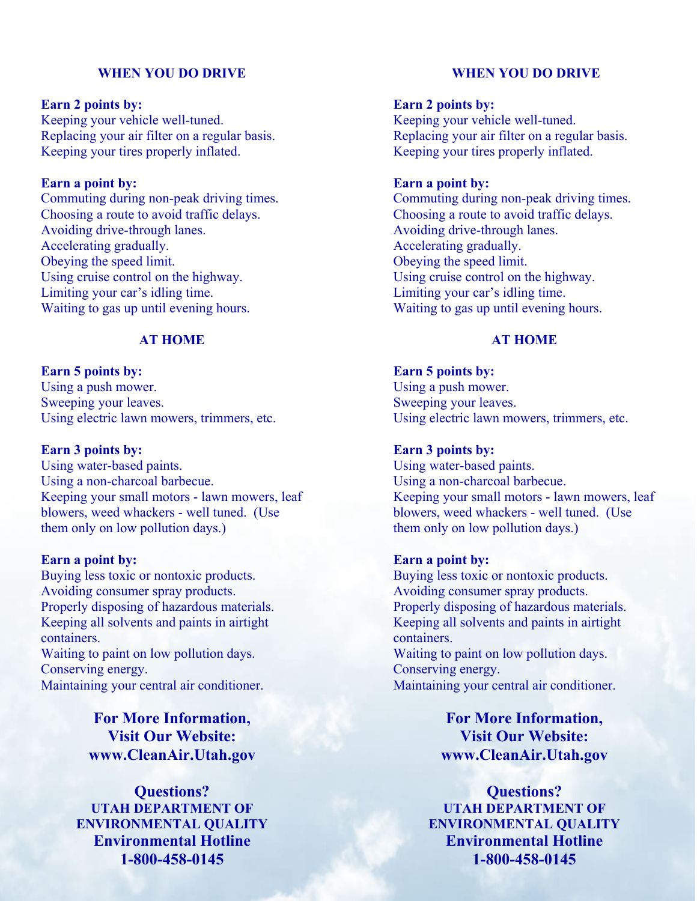## WHEN YOU DO DRIVE

**Earn 2 points by:**
Keeping your vehicle well-tuned.
Replacing your air filter on a regular basis.
Keeping your tires properly inflated.

**Earn a point by:**
Commuting during non-peak driving times.
Choosing a route to avoid traffic delays.
Avoiding drive-through lanes.
Accelerating gradually.
Obeying the speed limit.
Using cruise control on the highway.
Limiting your car's idling time.
Waiting to gas up until evening hours.

## AT HOME

**Earn 5 points by:**
Using a push mower.
Sweeping your leaves.
Using electric lawn mowers, trimmers, etc.

**Earn 3 points by:**
Using water-based paints.
Using a non-charcoal barbecue.
Keeping your small motors - lawn mowers, leaf blowers, weed whackers - well tuned. (Use them only on low pollution days.)

**Earn a point by:**
Buying less toxic or nontoxic products.
Avoiding consumer spray products.
Properly disposing of hazardous materials.
Keeping all solvents and paints in airtight containers.
Waiting to paint on low pollution days.
Conserving energy.
Maintaining your central air conditioner.

**For More Information,**
**Visit Our Website:**
**www.CleanAir.Utah.gov**

**Questions?**
**UTAH DEPARTMENT OF ENVIRONMENTAL QUALITY**
**Environmental Hotline**
**1-800-458-0145**

## WHEN YOU DO DRIVE

**Earn 2 points by:**
Keeping your vehicle well-tuned.
Replacing your air filter on a regular basis.
Keeping your tires properly inflated.

**Earn a point by:**
Commuting during non-peak driving times.
Choosing a route to avoid traffic delays.
Avoiding drive-through lanes.
Accelerating gradually.
Obeying the speed limit.
Using cruise control on the highway.
Limiting your car's idling time.
Waiting to gas up until evening hours.

## AT HOME

**Earn 5 points by:**
Using a push mower.
Sweeping your leaves.
Using electric lawn mowers, trimmers, etc.

**Earn 3 points by:**
Using water-based paints.
Using a non-charcoal barbecue.
Keeping your small motors - lawn mowers, leaf blowers, weed whackers - well tuned. (Use them only on low pollution days.)

**Earn a point by:**
Buying less toxic or nontoxic products.
Avoiding consumer spray products.
Properly disposing of hazardous materials.
Keeping all solvents and paints in airtight containers.
Waiting to paint on low pollution days.
Conserving energy.
Maintaining your central air conditioner.

**For More Information,**
**Visit Our Website:**
**www.CleanAir.Utah.gov**

**Questions?**
**UTAH DEPARTMENT OF ENVIRONMENTAL QUALITY**
**Environmental Hotline**
**1-800-458-0145**